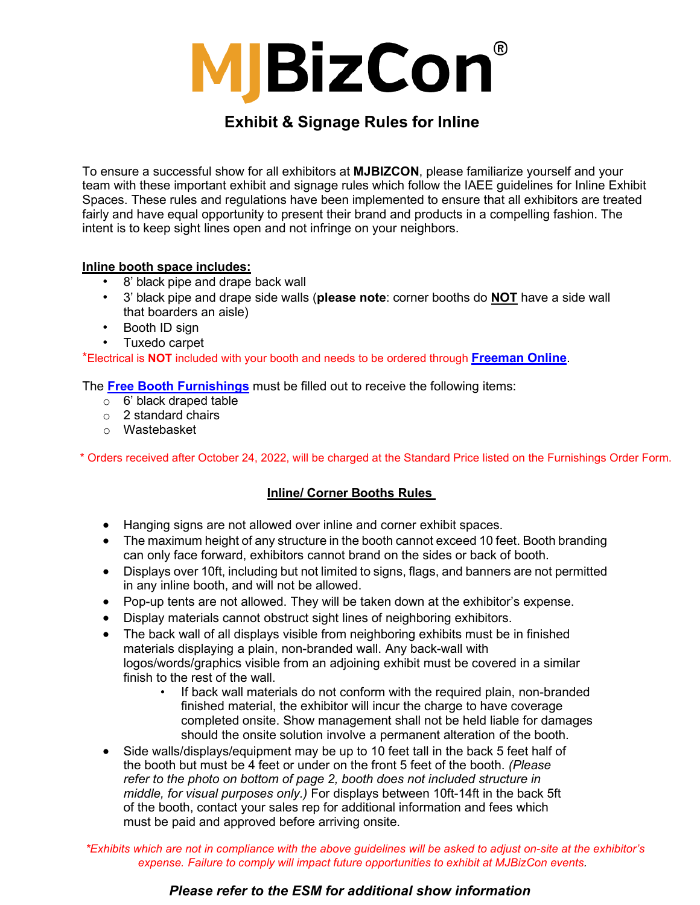# MJBizCon®

## Exhibit & Signage Rules for Inline

To ensure a successful show for all exhibitors at **MJBIZCON**, please familiarize yourself and your team with these important exhibit and signage rules which follow the IAEE guidelines for Inline Exhibit Spaces. These rules and regulations have been implemented to ensure that all exhibitors are treated fairly and have equal opportunity to present their brand and products in a compelling fashion. The intent is to keep sight lines open and not infringe on your neighbors.

**Inline booth space includes:**

- 8' black pipe and drape back wall
- 3' black pipe and drape side walls (**please note**: corner booths do **NOT** have a side wall that boarders an aisle)
- Booth ID sign
- Tuxedo carpet

*Electrical is **NOT** included with your booth and needs to be ordered through **Freeman Online**.

The **Free Booth Furnishings** must be filled out to receive the following items:

- 6' black draped table
- 2 standard chairs
- Wastebasket

* Orders received after October 24, 2022, will be charged at the Standard Price listed on the Furnishings Order Form.

### Inline/ Corner Booths Rules

- Hanging signs are not allowed over inline and corner exhibit spaces.
- The maximum height of any structure in the booth cannot exceed 10 feet. Booth branding can only face forward, exhibitors cannot brand on the sides or back of booth.
- Displays over 10ft, including but not limited to signs, flags, and banners are not permitted in any inline booth, and will not be allowed.
- Pop-up tents are not allowed. They will be taken down at the exhibitor's expense.
- Display materials cannot obstruct sight lines of neighboring exhibitors.
- The back wall of all displays visible from neighboring exhibits must be in finished materials displaying a plain, non-branded wall. Any back-wall with logos/words/graphics visible from an adjoining exhibit must be covered in a similar finish to the rest of the wall.
  - If back wall materials do not conform with the required plain, non-branded finished material, the exhibitor will incur the charge to have coverage completed onsite. Show management shall not be held liable for damages should the onsite solution involve a permanent alteration of the booth.
- Side walls/displays/equipment may be up to 10 feet tall in the back 5 feet half of the booth but must be 4 feet or under on the front 5 feet of the booth. *(Please refer to the photo on bottom of page 2, booth does not included structure in middle, for visual purposes only.)* For displays between 10ft-14ft in the back 5ft of the booth, contact your sales rep for additional information and fees which must be paid and approved before arriving onsite.

*\*Exhibits which are not in compliance with the above guidelines will be asked to adjust on-site at the exhibitor's expense. Failure to comply will impact future opportunities to exhibit at MJBizCon events.*

***Please refer to the ESM for additional show information***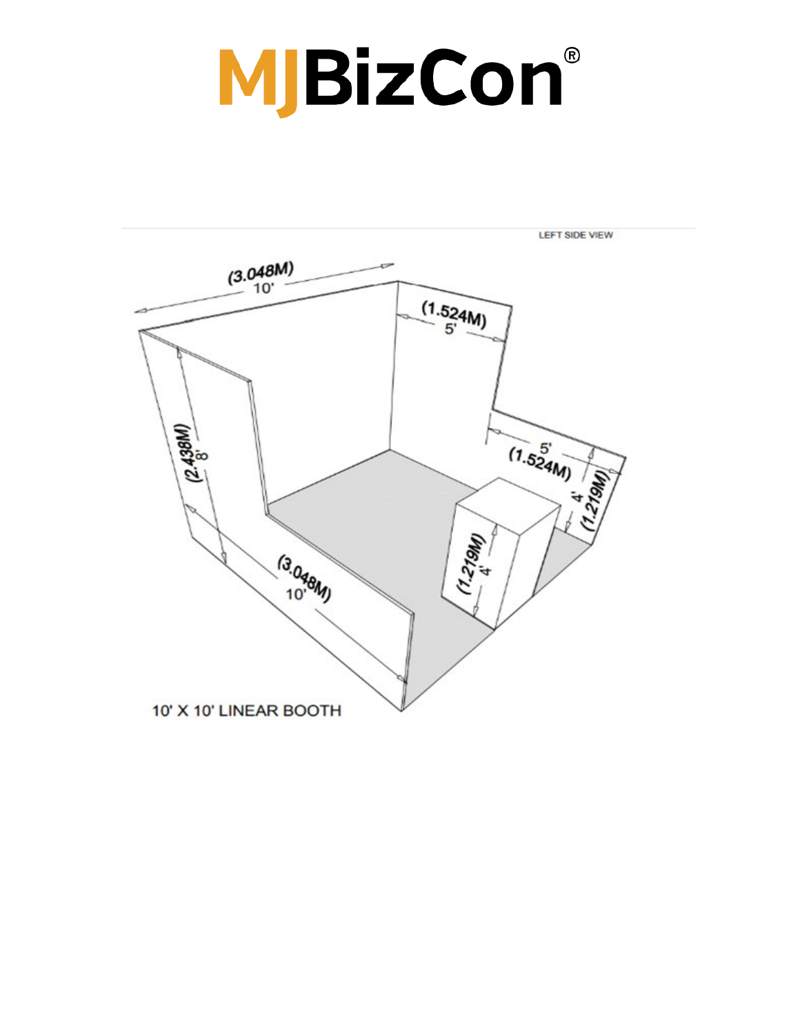# MJBizCon®

LEFT SIDE VIEW

(3.048M)
10'

(1.524M)
5'

(2.438M)
8'

5'
(1.524M)

4'
(1.219M)

(1.219M)
4'

(3.048M)
10'

10' X 10' LINEAR BOOTH